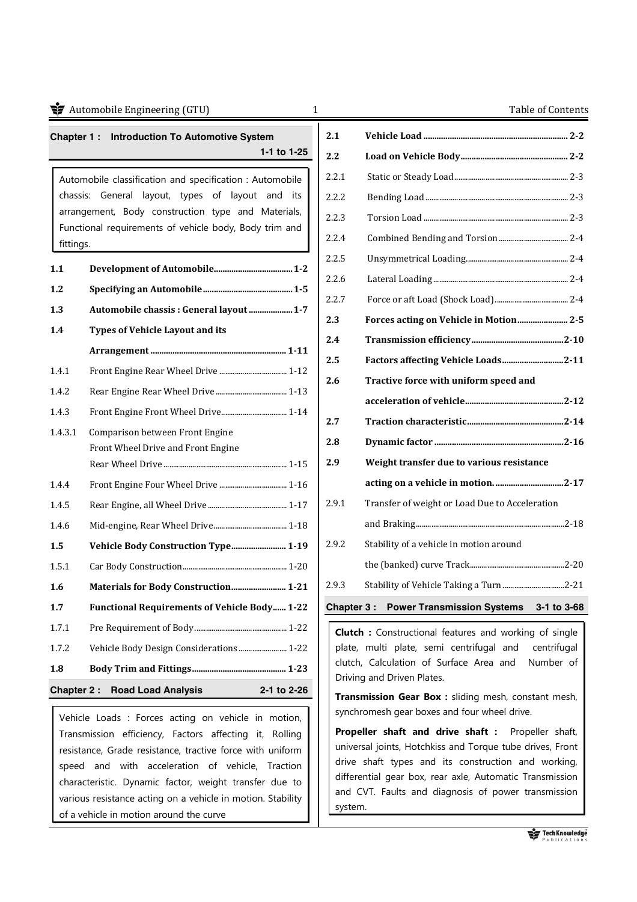## Chapter 1 : Introduction To Automotive System — 1-1 to 1-25

Automobile classification and specification : Automobile chassis: General layout, types of layout and its arrangement, Body construction type and Materials, Functional requirements of vehicle body, Body trim and fittings.

| | | |
|---|---|---|
| **1.1** | **Development of Automobile** | **1-2** |
| **1.2** | **Specifying an Automobile** | **1-5** |
| **1.3** | **Automobile chassis : General layout** | **1-7** |
| **1.4** | **Types of Vehicle Layout and its Arrangement** | **1-11** |
| 1.4.1 | Front Engine Rear Wheel Drive | 1-12 |
| 1.4.2 | Rear Engine Rear Wheel Drive | 1-13 |
| 1.4.3 | Front Engine Front Wheel Drive | 1-14 |
| 1.4.3.1 | Comparison between Front Engine Front Wheel Drive and Front Engine Rear Wheel Drive | 1-15 |
| 1.4.4 | Front Engine Four Wheel Drive | 1-16 |
| 1.4.5 | Rear Engine, all Wheel Drive | 1-17 |
| 1.4.6 | Mid-engine, Rear Wheel Drive | 1-18 |
| **1.5** | **Vehicle Body Construction Type** | **1-19** |
| 1.5.1 | Car Body Construction | 1-20 |
| **1.6** | **Materials for Body Construction** | **1-21** |
| **1.7** | **Functional Requirements of Vehicle Body** | **1-22** |
| 1.7.1 | Pre Requirement of Body | 1-22 |
| 1.7.2 | Vehicle Body Design Considerations | 1-22 |
| **1.8** | **Body Trim and Fittings** | **1-23** |

## Chapter 2 : Road Load Analysis — 2-1 to 2-26

Vehicle Loads : Forces acting on vehicle in motion, Transmission efficiency, Factors affecting it, Rolling resistance, Grade resistance, tractive force with uniform speed and with acceleration of vehicle, Traction characteristic. Dynamic factor, weight transfer due to various resistance acting on a vehicle in motion. Stability of a vehicle in motion around the curve

| | | |
|---|---|---|
| **2.1** | **Vehicle Load** | **2-2** |
| **2.2** | **Load on Vehicle Body** | **2-2** |
| 2.2.1 | Static or Steady Load | 2-3 |
| 2.2.2 | Bending Load | 2-3 |
| 2.2.3 | Torsion Load | 2-3 |
| 2.2.4 | Combined Bending and Torsion | 2-4 |
| 2.2.5 | Unsymmetrical Loading | 2-4 |
| 2.2.6 | Lateral Loading | 2-4 |
| 2.2.7 | Force or aft Load (Shock Load) | 2-4 |
| **2.3** | **Forces acting on Vehicle in Motion** | **2-5** |
| **2.4** | **Transmission efficiency** | **2-10** |
| **2.5** | **Factors affecting Vehicle Loads** | **2-11** |
| **2.6** | **Tractive force with uniform speed and acceleration of vehicle** | **2-12** |
| **2.7** | **Traction characteristic** | **2-14** |
| **2.8** | **Dynamic factor** | **2-16** |
| **2.9** | **Weight transfer due to various resistance acting on a vehicle in motion.** | **2-17** |
| 2.9.1 | Transfer of weight or Load Due to Acceleration and Braking | 2-18 |
| 2.9.2 | Stability of a vehicle in motion around the (banked) curve Track | 2-20 |
| 2.9.3 | Stability of Vehicle Taking a Turn | 2-21 |

## Chapter 3 : Power Transmission Systems — 3-1 to 3-68

**Clutch :** Constructional features and working of single plate, multi plate, semi centrifugal and centrifugal clutch, Calculation of Surface Area and Number of Driving and Driven Plates.

**Transmission Gear Box :** sliding mesh, constant mesh, synchromesh gear boxes and four wheel drive.

**Propeller shaft and drive shaft :** Propeller shaft, universal joints, Hotchkiss and Torque tube drives, Front drive shaft types and its construction and working, differential gear box, rear axle, Automatic Transmission and CVT. Faults and diagnosis of power transmission system.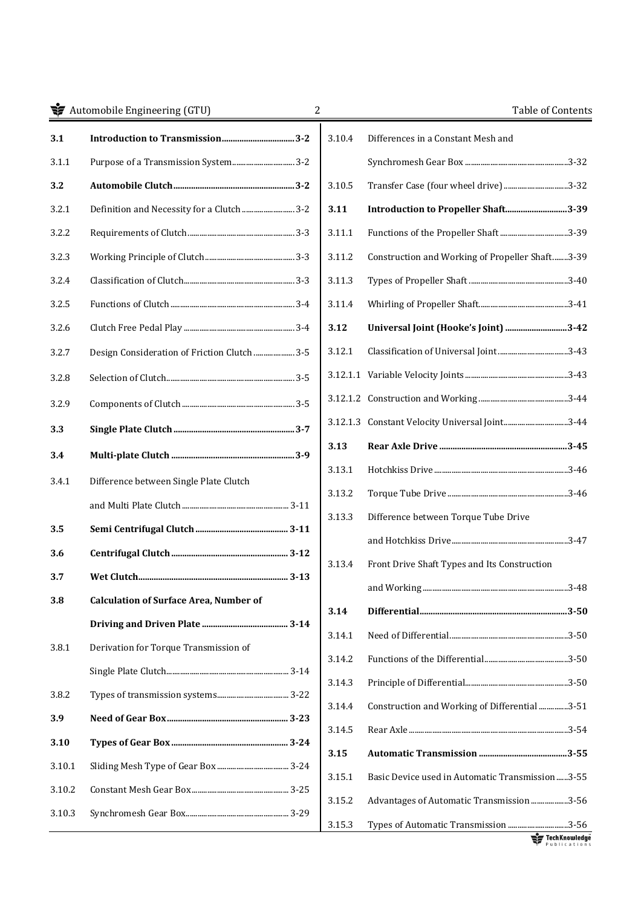| | | |
|---|---|---|
| **3.1** | **Introduction to Transmission** | **3-2** |
| 3.1.1 | Purpose of a Transmission System | 3-2 |
| **3.2** | **Automobile Clutch** | **3-2** |
| 3.2.1 | Definition and Necessity for a Clutch | 3-2 |
| 3.2.2 | Requirements of Clutch | 3-3 |
| 3.2.3 | Working Principle of Clutch | 3-3 |
| 3.2.4 | Classification of Clutch | 3-3 |
| 3.2.5 | Functions of Clutch | 3-4 |
| 3.2.6 | Clutch Free Pedal Play | 3-4 |
| 3.2.7 | Design Consideration of Friction Clutch | 3-5 |
| 3.2.8 | Selection of Clutch | 3-5 |
| 3.2.9 | Components of Clutch | 3-5 |
| **3.3** | **Single Plate Clutch** | **3-7** |
| **3.4** | **Multi-plate Clutch** | **3-9** |
| 3.4.1 | Difference between Single Plate Clutch and Multi Plate Clutch | 3-11 |
| **3.5** | **Semi Centrifugal Clutch** | **3-11** |
| **3.6** | **Centrifugal Clutch** | **3-12** |
| **3.7** | **Wet Clutch** | **3-13** |
| **3.8** | **Calculation of Surface Area, Number of Driving and Driven Plate** | **3-14** |
| 3.8.1 | Derivation for Torque Transmission of Single Plate Clutch | 3-14 |
| 3.8.2 | Types of transmission systems | 3-22 |
| **3.9** | **Need of Gear Box** | **3-23** |
| **3.10** | **Types of Gear Box** | **3-24** |
| 3.10.1 | Sliding Mesh Type of Gear Box | 3-24 |
| 3.10.2 | Constant Mesh Gear Box | 3-25 |
| 3.10.3 | Synchromesh Gear Box | 3-29 |
| 3.10.4 | Differences in a Constant Mesh and Synchromesh Gear Box | 3-32 |
| 3.10.5 | Transfer Case (four wheel drive) | 3-32 |
| **3.11** | **Introduction to Propeller Shaft** | **3-39** |
| 3.11.1 | Functions of the Propeller Shaft | 3-39 |
| 3.11.2 | Construction and Working of Propeller Shaft | 3-39 |
| 3.11.3 | Types of Propeller Shaft | 3-40 |
| 3.11.4 | Whirling of Propeller Shaft | 3-41 |
| **3.12** | **Universal Joint (Hooke's Joint)** | **3-42** |
| 3.12.1 | Classification of Universal Joint | 3-43 |
| 3.12.1.1 | Variable Velocity Joints | 3-43 |
| 3.12.1.2 | Construction and Working | 3-44 |
| 3.12.1.3 | Constant Velocity Universal Joint | 3-44 |
| **3.13** | **Rear Axle Drive** | **3-45** |
| 3.13.1 | Hotchkiss Drive | 3-46 |
| 3.13.2 | Torque Tube Drive | 3-46 |
| 3.13.3 | Difference between Torque Tube Drive and Hotchkiss Drive | 3-47 |
| 3.13.4 | Front Drive Shaft Types and Its Construction and Working | 3-48 |
| **3.14** | **Differential** | **3-50** |
| 3.14.1 | Need of Differential | 3-50 |
| 3.14.2 | Functions of the Differential | 3-50 |
| 3.14.3 | Principle of Differential | 3-50 |
| 3.14.4 | Construction and Working of Differential | 3-51 |
| 3.14.5 | Rear Axle | 3-54 |
| **3.15** | **Automatic Transmission** | **3-55** |
| 3.15.1 | Basic Device used in Automatic Transmission | 3-55 |
| 3.15.2 | Advantages of Automatic Transmission | 3-56 |
| 3.15.3 | Types of Automatic Transmission | 3-56 |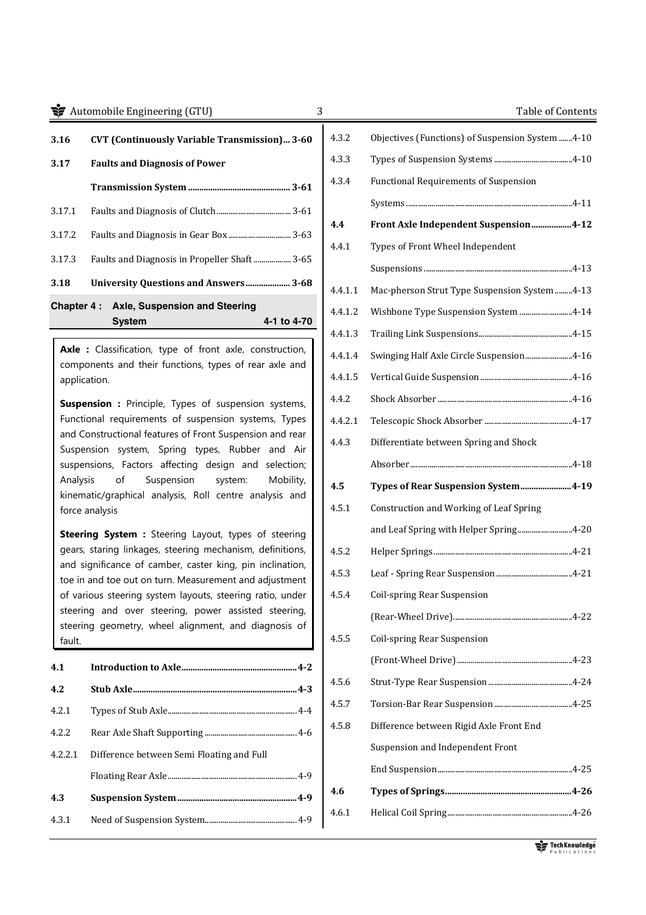| | | |
|---|---|---|
| **3.16** | **CVT (Continuously Variable Transmission)** | **3-60** |
| **3.17** | **Faults and Diagnosis of Power Transmission System** | **3-61** |
| 3.17.1 | Faults and Diagnosis of Clutch | 3-61 |
| 3.17.2 | Faults and Diagnosis in Gear Box | 3-63 |
| 3.17.3 | Faults and Diagnosis in Propeller Shaft | 3-65 |
| **3.18** | **University Questions and Answers** | **3-68** |

## Chapter 4 : Axle, Suspension and Steering System 4-1 to 4-70

**Axle :** Classification, type of front axle, construction, components and their functions, types of rear axle and application.

**Suspension :** Principle, Types of suspension systems, Functional requirements of suspension systems, Types and Constructional features of Front Suspension and rear Suspension system, Spring types, Rubber and Air suspensions, Factors affecting design and selection; Analysis of Suspension system: Mobility, kinematic/graphical analysis, Roll centre analysis and force analysis

**Steering System :** Steering Layout, types of steering gears, staring linkages, steering mechanism, definitions, and significance of camber, caster king, pin inclination, toe in and toe out on turn. Measurement and adjustment of various steering system layouts, steering ratio, under steering and over steering, power assisted steering, steering geometry, wheel alignment, and diagnosis of fault.

| | | |
|---|---|---|
| **4.1** | **Introduction to Axle** | **4-2** |
| **4.2** | **Stub Axle** | **4-3** |
| 4.2.1 | Types of Stub Axle | 4-4 |
| 4.2.2 | Rear Axle Shaft Supporting | 4-6 |
| 4.2.2.1 | Difference between Semi Floating and Full Floating Rear Axle | 4-9 |
| **4.3** | **Suspension System** | **4-9** |
| 4.3.1 | Need of Suspension System | 4-9 |
| 4.3.2 | Objectives (Functions) of Suspension System | 4-10 |
| 4.3.3 | Types of Suspension Systems | 4-10 |
| 4.3.4 | Functional Requirements of Suspension Systems | 4-11 |
| **4.4** | **Front Axle Independent Suspension** | **4-12** |
| 4.4.1 | Types of Front Wheel Independent Suspensions | 4-13 |
| 4.4.1.1 | Mac-pherson Strut Type Suspension System | 4-13 |
| 4.4.1.2 | Wishbone Type Suspension System | 4-14 |
| 4.4.1.3 | Trailing Link Suspensions | 4-15 |
| 4.4.1.4 | Swinging Half Axle Circle Suspension | 4-16 |
| 4.4.1.5 | Vertical Guide Suspension | 4-16 |
| 4.4.2 | Shock Absorber | 4-16 |
| 4.4.2.1 | Telescopic Shock Absorber | 4-17 |
| 4.4.3 | Differentiate between Spring and Shock Absorber | 4-18 |
| **4.5** | **Types of Rear Suspension System** | **4-19** |
| 4.5.1 | Construction and Working of Leaf Spring and Leaf Spring with Helper Spring | 4-20 |
| 4.5.2 | Helper Springs | 4-21 |
| 4.5.3 | Leaf - Spring Rear Suspension | 4-21 |
| 4.5.4 | Coil-spring Rear Suspension (Rear-Wheel Drive) | 4-22 |
| 4.5.5 | Coil-spring Rear Suspension (Front-Wheel Drive) | 4-23 |
| 4.5.6 | Strut-Type Rear Suspension | 4-24 |
| 4.5.7 | Torsion-Bar Rear Suspension | 4-25 |
| 4.5.8 | Difference between Rigid Axle Front End Suspension and Independent Front End Suspension | 4-25 |
| **4.6** | **Types of Springs** | **4-26** |
| 4.6.1 | Helical Coil Spring | 4-26 |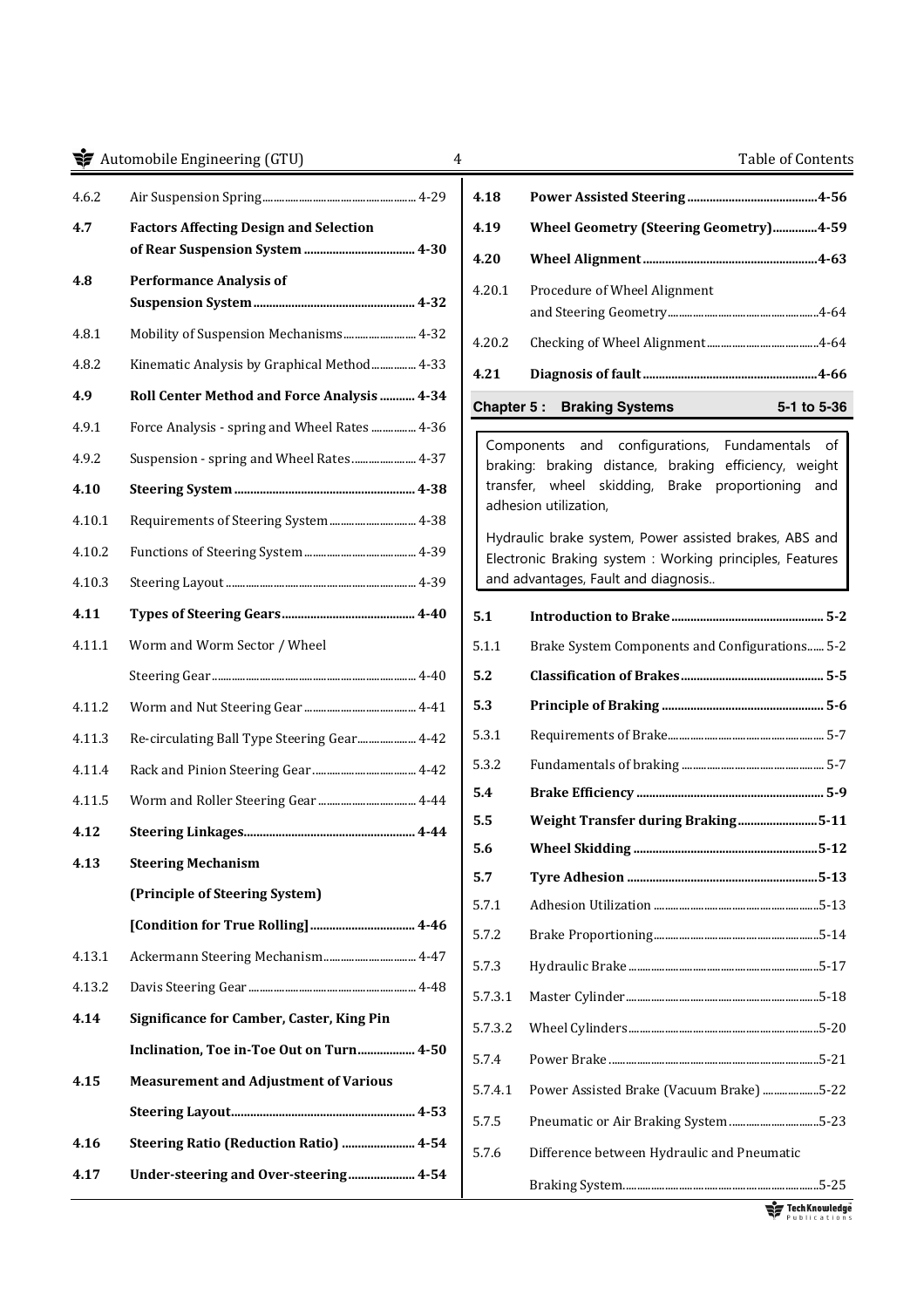| | | |
|---|---|---|
| 4.6.2 | Air Suspension Spring | 4-29 |
| **4.7** | **Factors Affecting Design and Selection of Rear Suspension System** | **4-30** |
| **4.8** | **Performance Analysis of Suspension System** | **4-32** |
| 4.8.1 | Mobility of Suspension Mechanisms | 4-32 |
| 4.8.2 | Kinematic Analysis by Graphical Method | 4-33 |
| **4.9** | **Roll Center Method and Force Analysis** | **4-34** |
| 4.9.1 | Force Analysis - spring and Wheel Rates | 4-36 |
| 4.9.2 | Suspension - spring and Wheel Rates | 4-37 |
| **4.10** | **Steering System** | **4-38** |
| 4.10.1 | Requirements of Steering System | 4-38 |
| 4.10.2 | Functions of Steering System | 4-39 |
| 4.10.3 | Steering Layout | 4-39 |
| **4.11** | **Types of Steering Gears** | **4-40** |
| 4.11.1 | Worm and Worm Sector / Wheel Steering Gear | 4-40 |
| 4.11.2 | Worm and Nut Steering Gear | 4-41 |
| 4.11.3 | Re-circulating Ball Type Steering Gear | 4-42 |
| 4.11.4 | Rack and Pinion Steering Gear | 4-42 |
| 4.11.5 | Worm and Roller Steering Gear | 4-44 |
| **4.12** | **Steering Linkages** | **4-44** |
| **4.13** | **Steering Mechanism (Principle of Steering System) [Condition for True Rolling]** | **4-46** |
| 4.13.1 | Ackermann Steering Mechanism | 4-47 |
| 4.13.2 | Davis Steering Gear | 4-48 |
| **4.14** | **Significance for Camber, Caster, King Pin Inclination, Toe in-Toe Out on Turn** | **4-50** |
| **4.15** | **Measurement and Adjustment of Various Steering Layout** | **4-53** |
| **4.16** | **Steering Ratio (Reduction Ratio)** | **4-54** |
| **4.17** | **Under-steering and Over-steering** | **4-54** |
| **4.18** | **Power Assisted Steering** | **4-56** |
| **4.19** | **Wheel Geometry (Steering Geometry)** | **4-59** |
| **4.20** | **Wheel Alignment** | **4-63** |
| 4.20.1 | Procedure of Wheel Alignment and Steering Geometry | 4-64 |
| 4.20.2 | Checking of Wheel Alignment | 4-64 |
| **4.21** | **Diagnosis of fault** | **4-66** |

## Chapter 5 : Braking Systems 5-1 to 5-36

Components and configurations, Fundamentals of braking: braking distance, braking efficiency, weight transfer, wheel skidding, Brake proportioning and adhesion utilization,

Hydraulic brake system, Power assisted brakes, ABS and Electronic Braking system : Working principles, Features and advantages, Fault and diagnosis..

| | | |
|---|---|---|
| **5.1** | **Introduction to Brake** | **5-2** |
| 5.1.1 | Brake System Components and Configurations | 5-2 |
| **5.2** | **Classification of Brakes** | **5-5** |
| **5.3** | **Principle of Braking** | **5-6** |
| 5.3.1 | Requirements of Brake | 5-7 |
| 5.3.2 | Fundamentals of braking | 5-7 |
| **5.4** | **Brake Efficiency** | **5-9** |
| **5.5** | **Weight Transfer during Braking** | **5-11** |
| **5.6** | **Wheel Skidding** | **5-12** |
| **5.7** | **Tyre Adhesion** | **5-13** |
| 5.7.1 | Adhesion Utilization | 5-13 |
| 5.7.2 | Brake Proportioning | 5-14 |
| 5.7.3 | Hydraulic Brake | 5-17 |
| 5.7.3.1 | Master Cylinder | 5-18 |
| 5.7.3.2 | Wheel Cylinders | 5-20 |
| 5.7.4 | Power Brake | 5-21 |
| 5.7.4.1 | Power Assisted Brake (Vacuum Brake) | 5-22 |
| 5.7.5 | Pneumatic or Air Braking System | 5-23 |
| 5.7.6 | Difference between Hydraulic and Pneumatic Braking System | 5-25 |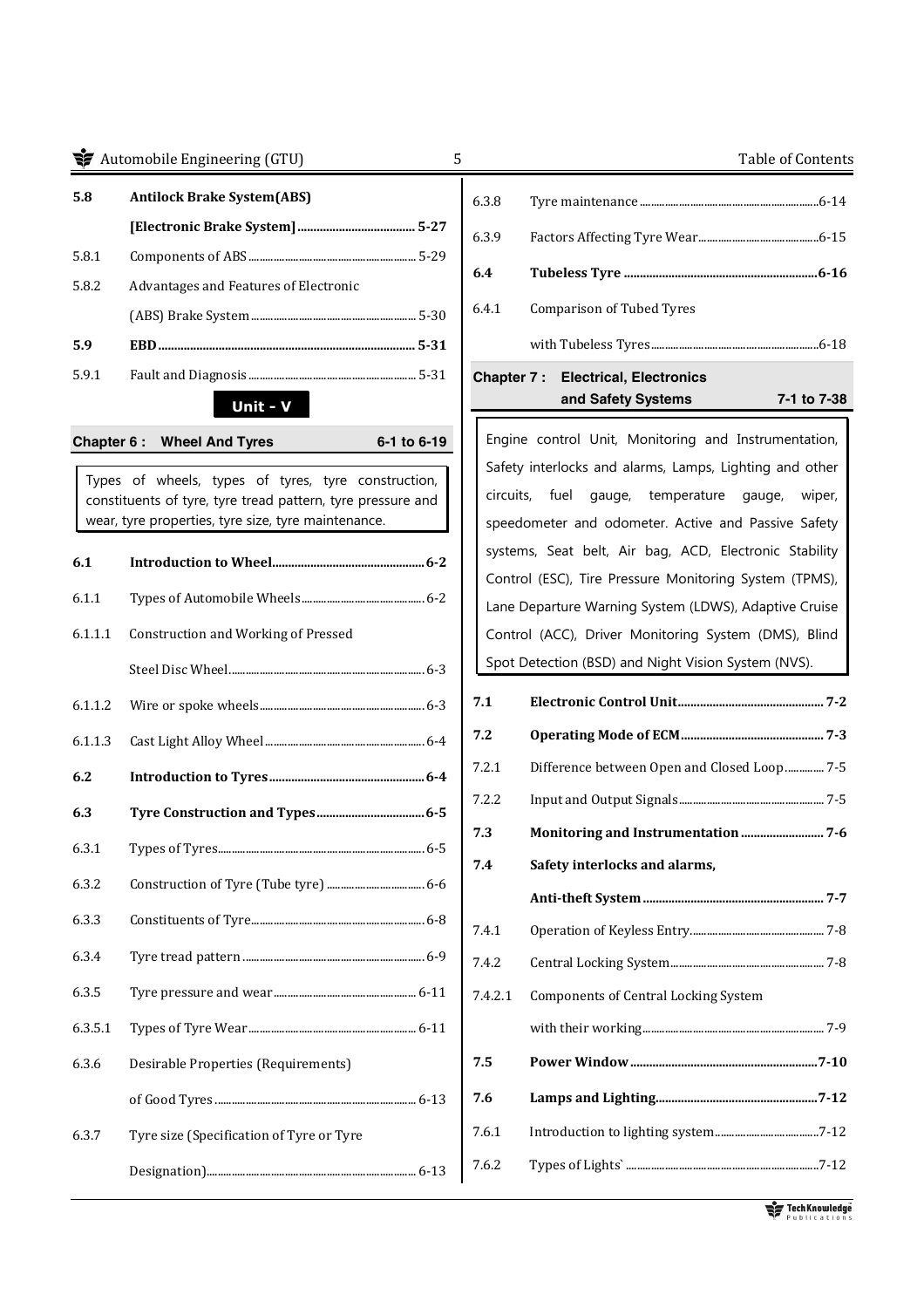| | | |
|---|---|---|
| **5.8** | **Antilock Brake System(ABS) [Electronic Brake System]** | **5-27** |
| 5.8.1 | Components of ABS | 5-29 |
| 5.8.2 | Advantages and Features of Electronic (ABS) Brake System | 5-30 |
| **5.9** | **EBD** | **5-31** |
| 5.9.1 | Fault and Diagnosis | 5-31 |

**Unit - V**

**Chapter 6 : Wheel And Tyres** 6-1 to 6-19

Types of wheels, types of tyres, tyre construction, constituents of tyre, tyre tread pattern, tyre pressure and wear, tyre properties, tyre size, tyre maintenance.

| | | |
|---|---|---|
| **6.1** | **Introduction to Wheel** | **6-2** |
| 6.1.1 | Types of Automobile Wheels | 6-2 |
| 6.1.1.1 | Construction and Working of Pressed Steel Disc Wheel | 6-3 |
| 6.1.1.2 | Wire or spoke wheels | 6-3 |
| 6.1.1.3 | Cast Light Alloy Wheel | 6-4 |
| **6.2** | **Introduction to Tyres** | **6-4** |
| **6.3** | **Tyre Construction and Types** | **6-5** |
| 6.3.1 | Types of Tyres | 6-5 |
| 6.3.2 | Construction of Tyre (Tube tyre) | 6-6 |
| 6.3.3 | Constituents of Tyre | 6-8 |
| 6.3.4 | Tyre tread pattern | 6-9 |
| 6.3.5 | Tyre pressure and wear | 6-11 |
| 6.3.5.1 | Types of Tyre Wear | 6-11 |
| 6.3.6 | Desirable Properties (Requirements) of Good Tyres | 6-13 |
| 6.3.7 | Tyre size (Specification of Tyre or Tyre Designation) | 6-13 |
| 6.3.8 | Tyre maintenance | 6-14 |
| 6.3.9 | Factors Affecting Tyre Wear | 6-15 |
| **6.4** | **Tubeless Tyre** | **6-16** |
| 6.4.1 | Comparison of Tubed Tyres with Tubeless Tyres | 6-18 |

**Chapter 7 : Electrical, Electronics and Safety Systems** 7-1 to 7-38

Engine control Unit, Monitoring and Instrumentation, Safety interlocks and alarms, Lamps, Lighting and other circuits, fuel gauge, temperature gauge, wiper, speedometer and odometer. Active and Passive Safety systems, Seat belt, Air bag, ACD, Electronic Stability Control (ESC), Tire Pressure Monitoring System (TPMS), Lane Departure Warning System (LDWS), Adaptive Cruise Control (ACC), Driver Monitoring System (DMS), Blind Spot Detection (BSD) and Night Vision System (NVS).

| | | |
|---|---|---|
| **7.1** | **Electronic Control Unit** | **7-2** |
| **7.2** | **Operating Mode of ECM** | **7-3** |
| 7.2.1 | Difference between Open and Closed Loop | 7-5 |
| 7.2.2 | Input and Output Signals | 7-5 |
| **7.3** | **Monitoring and Instrumentation** | **7-6** |
| **7.4** | **Safety interlocks and alarms, Anti-theft System** | **7-7** |
| 7.4.1 | Operation of Keyless Entry | 7-8 |
| 7.4.2 | Central Locking System | 7-8 |
| 7.4.2.1 | Components of Central Locking System with their working | 7-9 |
| **7.5** | **Power Window** | **7-10** |
| **7.6** | **Lamps and Lighting** | **7-12** |
| 7.6.1 | Introduction to lighting system | 7-12 |
| 7.6.2 | Types of Lights` | 7-12 |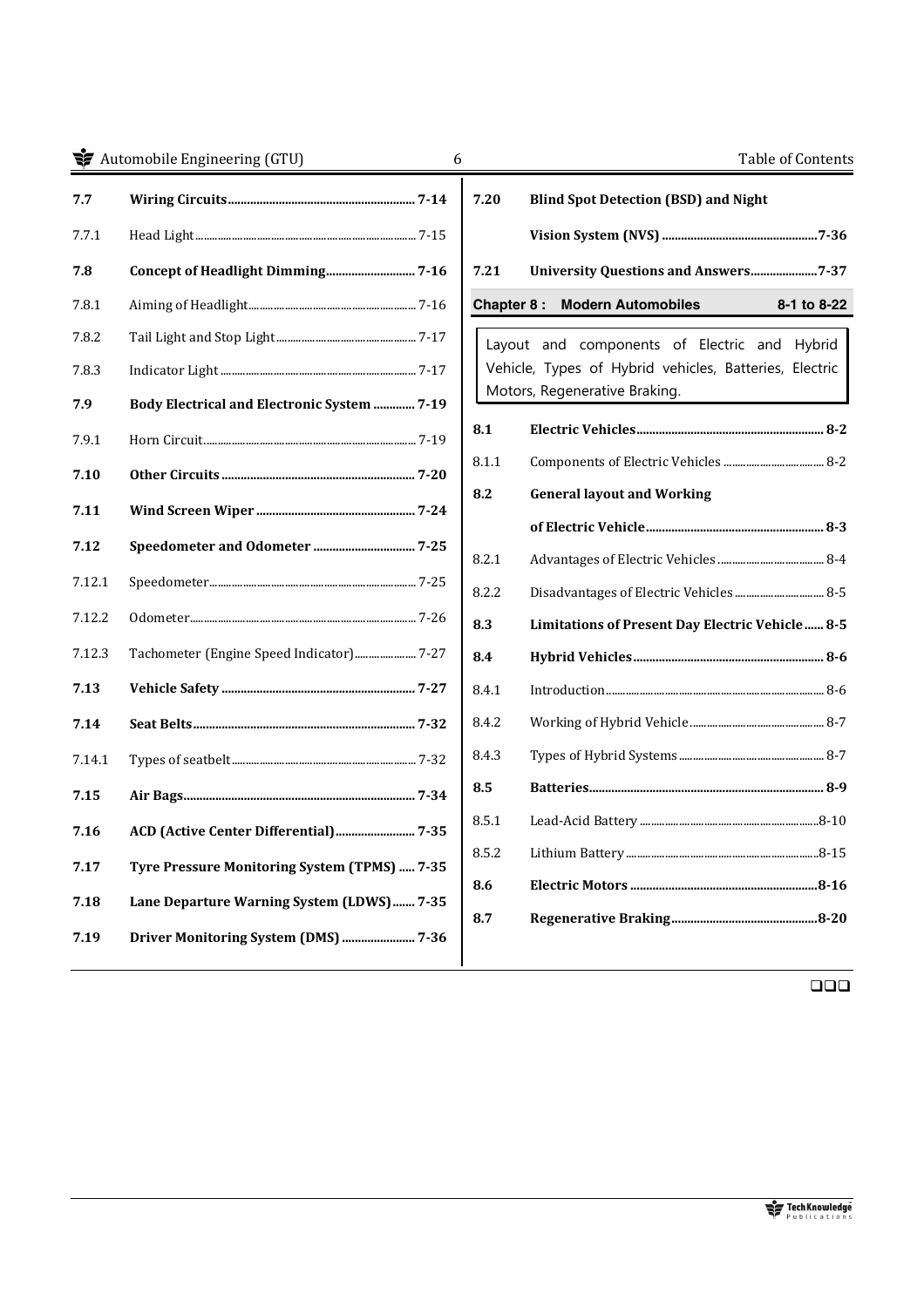| | | |
|---|---|---|
| **7.7** | **Wiring Circuits** | **7-14** |
| 7.7.1 | Head Light | 7-15 |
| **7.8** | **Concept of Headlight Dimming** | **7-16** |
| 7.8.1 | Aiming of Headlight | 7-16 |
| 7.8.2 | Tail Light and Stop Light | 7-17 |
| 7.8.3 | Indicator Light | 7-17 |
| **7.9** | **Body Electrical and Electronic System** | **7-19** |
| 7.9.1 | Horn Circuit | 7-19 |
| **7.10** | **Other Circuits** | **7-20** |
| **7.11** | **Wind Screen Wiper** | **7-24** |
| **7.12** | **Speedometer and Odometer** | **7-25** |
| 7.12.1 | Speedometer | 7-25 |
| 7.12.2 | Odometer | 7-26 |
| 7.12.3 | Tachometer (Engine Speed Indicator) | 7-27 |
| **7.13** | **Vehicle Safety** | **7-27** |
| **7.14** | **Seat Belts** | **7-32** |
| 7.14.1 | Types of seatbelt | 7-32 |
| **7.15** | **Air Bags** | **7-34** |
| **7.16** | **ACD (Active Center Differential)** | **7-35** |
| **7.17** | **Tyre Pressure Monitoring System (TPMS)** | **7-35** |
| **7.18** | **Lane Departure Warning System (LDWS)** | **7-35** |
| **7.19** | **Driver Monitoring System (DMS)** | **7-36** |
| **7.20** | **Blind Spot Detection (BSD) and Night Vision System (NVS)** | **7-36** |
| **7.21** | **University Questions and Answers** | **7-37** |

## Chapter 8 : Modern Automobiles — 8-1 to 8-22

Layout and components of Electric and Hybrid Vehicle, Types of Hybrid vehicles, Batteries, Electric Motors, Regenerative Braking.

| | | |
|---|---|---|
| **8.1** | **Electric Vehicles** | **8-2** |
| 8.1.1 | Components of Electric Vehicles | 8-2 |
| **8.2** | **General layout and Working of Electric Vehicle** | **8-3** |
| 8.2.1 | Advantages of Electric Vehicles | 8-4 |
| 8.2.2 | Disadvantages of Electric Vehicles | 8-5 |
| **8.3** | **Limitations of Present Day Electric Vehicle** | **8-5** |
| **8.4** | **Hybrid Vehicles** | **8-6** |
| 8.4.1 | Introduction | 8-6 |
| 8.4.2 | Working of Hybrid Vehicle | 8-7 |
| 8.4.3 | Types of Hybrid Systems | 8-7 |
| **8.5** | **Batteries** | **8-9** |
| 8.5.1 | Lead-Acid Battery | 8-10 |
| 8.5.2 | Lithium Battery | 8-15 |
| **8.6** | **Electric Motors** | **8-16** |
| **8.7** | **Regenerative Braking** | **8-20** |

❑❑❑